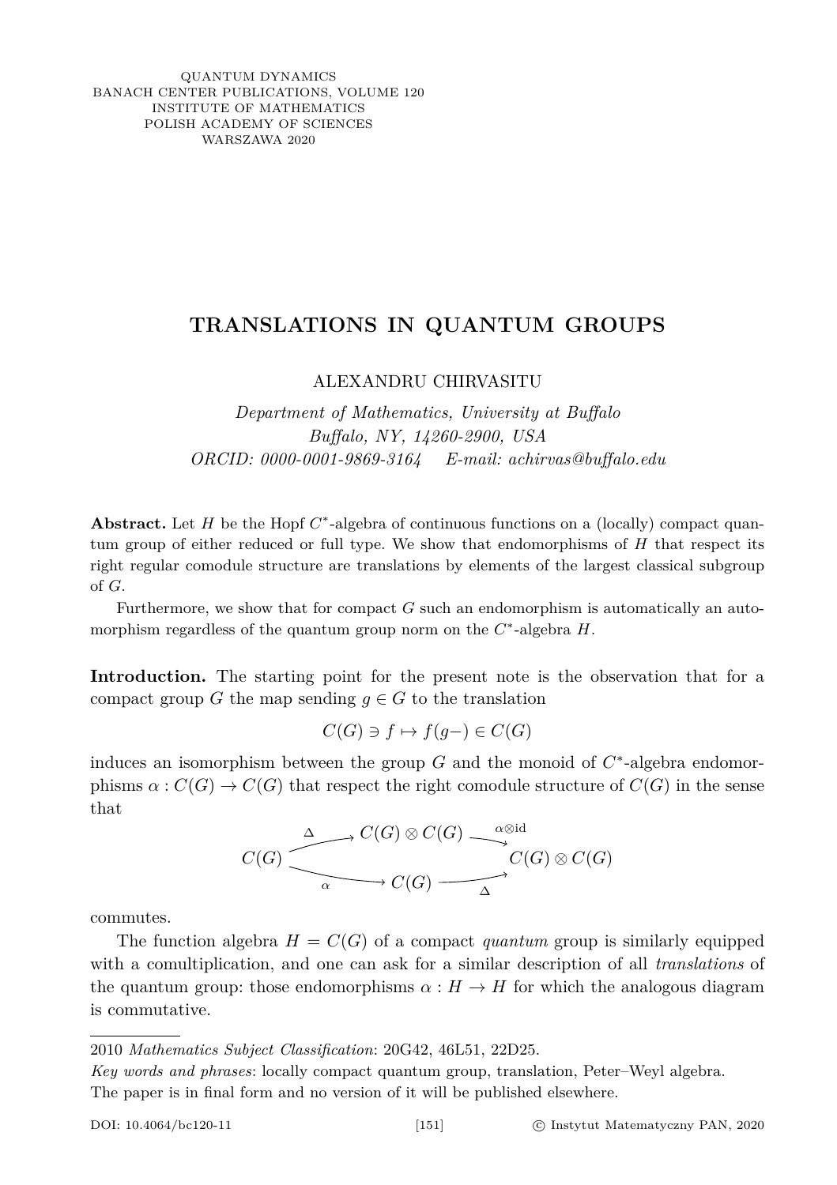QUANTUM DYNAMICS
BANACH CENTER PUBLICATIONS, VOLUME 120
INSTITUTE OF MATHEMATICS
POLISH ACADEMY OF SCIENCES
WARSZAWA 2020

# TRANSLATIONS IN QUANTUM GROUPS

ALEXANDRU CHIRVASITU

*Department of Mathematics, University at Buffalo*
*Buffalo, NY, 14260-2900, USA*
*ORCID: 0000-0001-9869-3164 E-mail: achirvas@buffalo.edu*

**Abstract.** Let $H$ be the Hopf $C^*$-algebra of continuous functions on a (locally) compact quantum group of either reduced or full type. We show that endomorphisms of $H$ that respect its right regular comodule structure are translations by elements of the largest classical subgroup of $G$.

Furthermore, we show that for compact $G$ such an endomorphism is automatically an automorphism regardless of the quantum group norm on the $C^*$-algebra $H$.

**Introduction.** The starting point for the present note is the observation that for a compact group $G$ the map sending $g \in G$ to the translation

$$C(G) \ni f \mapsto f(g-) \in C(G)$$

induces an isomorphism between the group $G$ and the monoid of $C^*$-algebra endomorphisms $\alpha : C(G) \to C(G)$ that respect the right comodule structure of $C(G)$ in the sense that

$$\begin{array}{ccccc} & \xrightarrow{\Delta} & C(G)\otimes C(G) & \xrightarrow{\alpha\otimes \mathrm{id}} & \\ C(G) & & & & C(G)\otimes C(G) \\ & \xrightarrow[\alpha]{} & C(G) & \xrightarrow[\Delta]{} & \end{array}$$

commutes.

The function algebra $H = C(G)$ of a compact *quantum* group is similarly equipped with a comultiplication, and one can ask for a similar description of all *translations* of the quantum group: those endomorphisms $\alpha : H \to H$ for which the analogous diagram is commutative.

---

2010 *Mathematics Subject Classification*: 20G42, 46L51, 22D25.

*Key words and phrases*: locally compact quantum group, translation, Peter–Weyl algebra.

The paper is in final form and no version of it will be published elsewhere.

DOI: 10.4064/bc120-11 [151] © Instytut Matematyczny PAN, 2020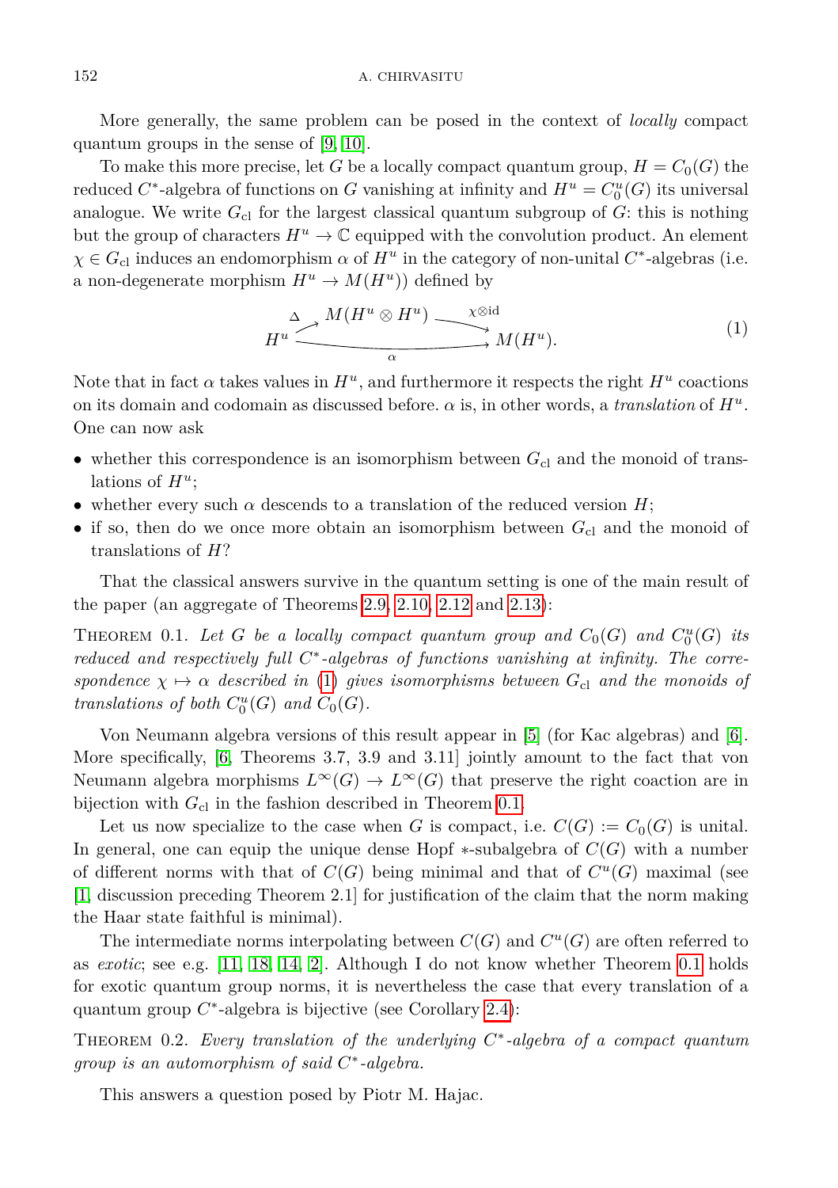More generally, the same problem can be posed in the context of *locally* compact quantum groups in the sense of [9, 10].

To make this more precise, let $G$ be a locally compact quantum group, $H = C_0(G)$ the reduced $C^*$-algebra of functions on $G$ vanishing at infinity and $H^u = C_0^u(G)$ its universal analogue. We write $G_{\mathrm{cl}}$ for the largest classical quantum subgroup of $G$: this is nothing but the group of characters $H^u \to \mathbb{C}$ equipped with the convolution product. An element $\chi \in G_{\mathrm{cl}}$ induces an endomorphism $\alpha$ of $H^u$ in the category of non-unital $C^*$-algebras (i.e. a non-degenerate morphism $H^u \to M(H^u)$) defined by

$$H^u \xrightarrow{\Delta} M(H^u \otimes H^u) \xrightarrow{\chi \otimes \mathrm{id}} M(H^u), \qquad \alpha = (\chi \otimes \mathrm{id}) \circ \Delta : H^u \to M(H^u). \tag{1}$$

Note that in fact $\alpha$ takes values in $H^u$, and furthermore it respects the right $H^u$ coactions on its domain and codomain as discussed before. $\alpha$ is, in other words, a *translation* of $H^u$. One can now ask

- whether this correspondence is an isomorphism between $G_{\mathrm{cl}}$ and the monoid of translations of $H^u$;
- whether every such $\alpha$ descends to a translation of the reduced version $H$;
- if so, then do we once more obtain an isomorphism between $G_{\mathrm{cl}}$ and the monoid of translations of $H$?

That the classical answers survive in the quantum setting is one of the main result of the paper (an aggregate of Theorems 2.9, 2.10, 2.12 and 2.13):

THEOREM 0.1. *Let $G$ be a locally compact quantum group and $C_0(G)$ and $C_0^u(G)$ its reduced and respectively full $C^*$-algebras of functions vanishing at infinity. The correspondence $\chi \mapsto \alpha$ described in (1) gives isomorphisms between $G_{\mathrm{cl}}$ and the monoids of translations of both $C_0^u(G)$ and $C_0(G)$.*

Von Neumann algebra versions of this result appear in [5] (for Kac algebras) and [6]. More specifically, [6, Theorems 3.7, 3.9 and 3.11] jointly amount to the fact that von Neumann algebra morphisms $L^\infty(G) \to L^\infty(G)$ that preserve the right coaction are in bijection with $G_{\mathrm{cl}}$ in the fashion described in Theorem 0.1.

Let us now specialize to the case when $G$ is compact, i.e. $C(G) := C_0(G)$ is unital. In general, one can equip the unique dense Hopf $*$-subalgebra of $C(G)$ with a number of different norms with that of $C(G)$ being minimal and that of $C^u(G)$ maximal (see [1, discussion preceding Theorem 2.1] for justification of the claim that the norm making the Haar state faithful is minimal).

The intermediate norms interpolating between $C(G)$ and $C^u(G)$ are often referred to as *exotic*; see e.g. [11, 18, 14, 2]. Although I do not know whether Theorem 0.1 holds for exotic quantum group norms, it is nevertheless the case that every translation of a quantum group $C^*$-algebra is bijective (see Corollary 2.4):

THEOREM 0.2. *Every translation of the underlying $C^*$-algebra of a compact quantum group is an automorphism of said $C^*$-algebra.*

This answers a question posed by Piotr M. Hajac.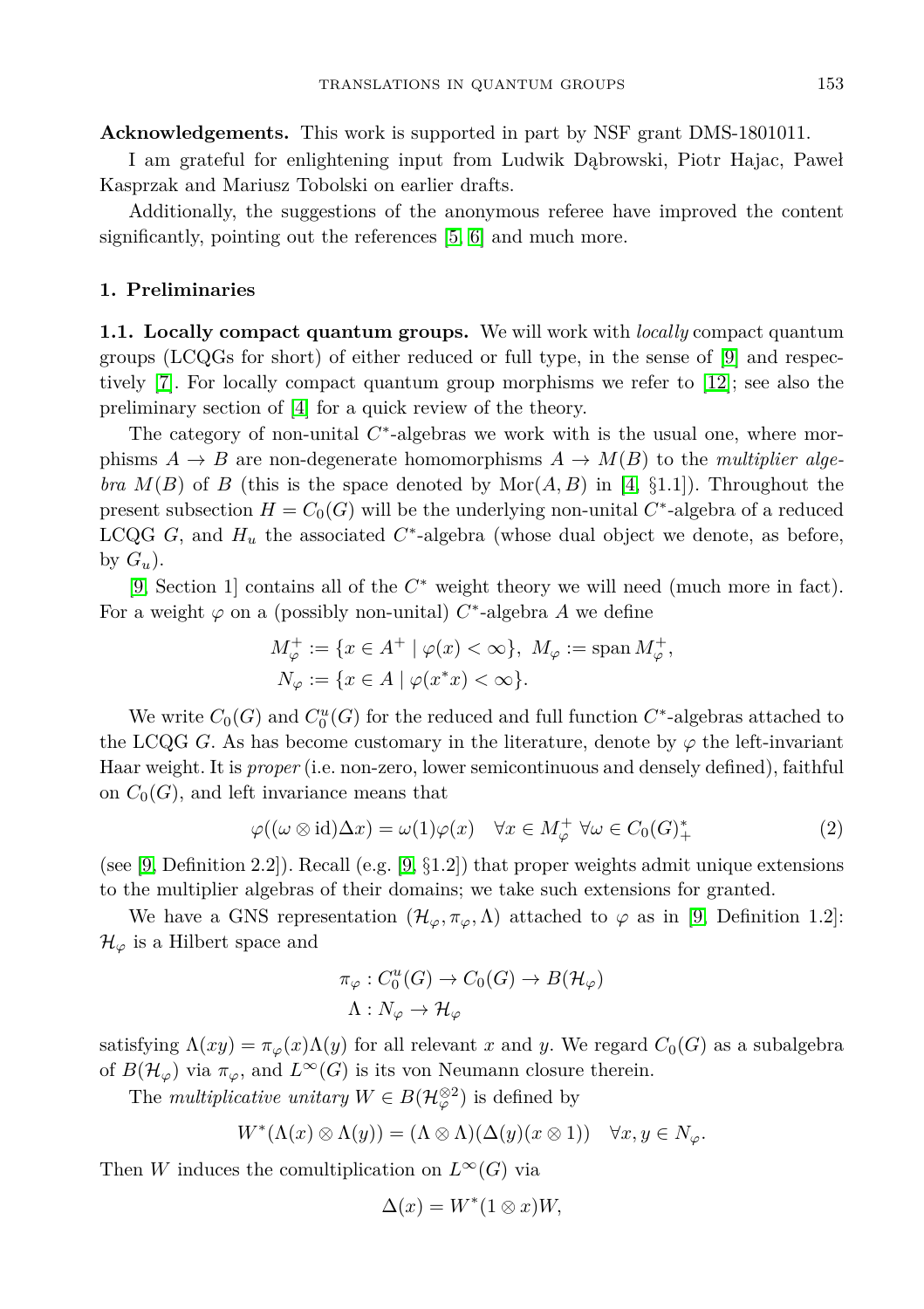**Acknowledgements.** This work is supported in part by NSF grant DMS-1801011.

I am grateful for enlightening input from Ludwik Dąbrowski, Piotr Hajac, Paweł Kasprzak and Mariusz Tobolski on earlier drafts.

Additionally, the suggestions of the anonymous referee have improved the content significantly, pointing out the references [5, 6] and much more.

## 1. Preliminaries

**1.1. Locally compact quantum groups.** We will work with *locally* compact quantum groups (LCQGs for short) of either reduced or full type, in the sense of [9] and respectively [7]. For locally compact quantum group morphisms we refer to [12]; see also the preliminary section of [4] for a quick review of the theory.

The category of non-unital $C^*$-algebras we work with is the usual one, where morphisms $A \to B$ are non-degenerate homomorphisms $A \to M(B)$ to the *multiplier algebra* $M(B)$ of $B$ (this is the space denoted by $\mathrm{Mor}(A, B)$ in [4, §1.1]). Throughout the present subsection $H = C_0(G)$ will be the underlying non-unital $C^*$-algebra of a reduced LCQG $G$, and $H_u$ the associated $C^*$-algebra (whose dual object we denote, as before, by $G_u$).

[9, Section 1] contains all of the $C^*$ weight theory we will need (much more in fact). For a weight $\varphi$ on a (possibly non-unital) $C^*$-algebra $A$ we define

$$
M_\varphi^+ := \{x \in A^+ \mid \varphi(x) < \infty\},\ M_\varphi := \operatorname{span} M_\varphi^+,
$$
$$
N_\varphi := \{x \in A \mid \varphi(x^*x) < \infty\}.
$$

We write $C_0(G)$ and $C_0^u(G)$ for the reduced and full function $C^*$-algebras attached to the LCQG $G$. As has become customary in the literature, denote by $\varphi$ the left-invariant Haar weight. It is *proper* (i.e. non-zero, lower semicontinuous and densely defined), faithful on $C_0(G)$, and left invariance means that

$$
\varphi((\omega \otimes \mathrm{id})\Delta x) = \omega(1)\varphi(x) \quad \forall x \in M_\varphi^+ \ \forall \omega \in C_0(G)_+^* \tag{2}
$$

(see [9, Definition 2.2]). Recall (e.g. [9, §1.2]) that proper weights admit unique extensions to the multiplier algebras of their domains; we take such extensions for granted.

We have a GNS representation $(\mathcal{H}_\varphi, \pi_\varphi, \Lambda)$ attached to $\varphi$ as in [9, Definition 1.2]: $\mathcal{H}_\varphi$ is a Hilbert space and

$$
\pi_\varphi : C_0^u(G) \to C_0(G) \to B(\mathcal{H}_\varphi)
$$
$$
\Lambda : N_\varphi \to \mathcal{H}_\varphi
$$

satisfying $\Lambda(xy) = \pi_\varphi(x)\Lambda(y)$ for all relevant $x$ and $y$. We regard $C_0(G)$ as a subalgebra of $B(\mathcal{H}_\varphi)$ via $\pi_\varphi$, and $L^\infty(G)$ is its von Neumann closure therein.

The *multiplicative unitary* $W \in B(\mathcal{H}_\varphi^{\otimes 2})$ is defined by

$$
W^*(\Lambda(x) \otimes \Lambda(y)) = (\Lambda \otimes \Lambda)(\Delta(y)(x \otimes 1)) \quad \forall x, y \in N_\varphi.
$$

Then $W$ induces the comultiplication on $L^\infty(G)$ via

$$
\Delta(x) = W^*(1 \otimes x)W,
$$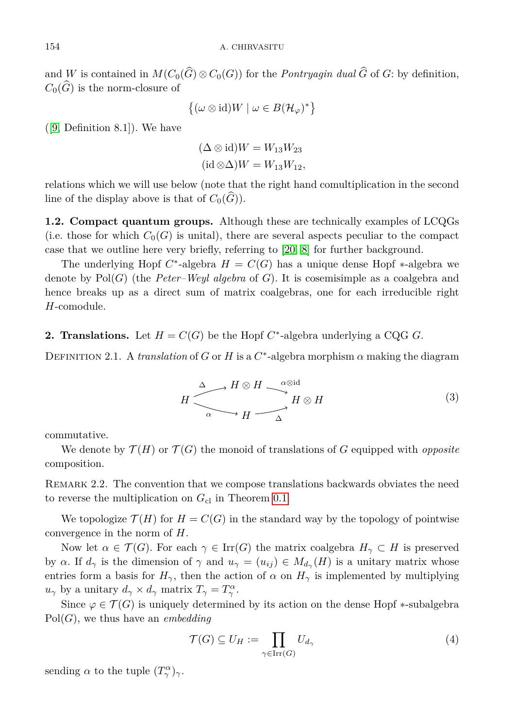and $W$ is contained in $M(C_0(\widehat{G}) \otimes C_0(G))$ for the *Pontryagin dual* $\widehat{G}$ of $G$: by definition, $C_0(\widehat{G})$ is the norm-closure of

$$\left\{(\omega \otimes \mathrm{id})W \mid \omega \in B(\mathcal{H}_\varphi)^*\right\}$$

([9, Definition 8.1]). We have

$$(\Delta \otimes \mathrm{id})W = W_{13}W_{23}$$
$$(\mathrm{id} \otimes \Delta)W = W_{13}W_{12},$$

relations which we will use below (note that the right hand comultiplication in the second line of the display above is that of $C_0(\widehat{G})$).

**1.2. Compact quantum groups.** Although these are technically examples of LCQGs (i.e. those for which $C_0(G)$ is unital), there are several aspects peculiar to the compact case that we outline here very briefly, referring to [20, 8] for further background.

The underlying Hopf $C^*$-algebra $H = C(G)$ has a unique dense Hopf $*$-algebra we denote by $\mathrm{Pol}(G)$ (the *Peter–Weyl algebra* of $G$). It is cosemisimple as a coalgebra and hence breaks up as a direct sum of matrix coalgebras, one for each irreducible right $H$-comodule.

## 2. Translations.

Let $H = C(G)$ be the Hopf $C^*$-algebra underlying a CQG $G$.

Definition 2.1. A *translation* of $G$ or $H$ is a $C^*$-algebra morphism $\alpha$ making the diagram

$$\begin{array}{ccccc} & & H \otimes H & & \\ & \overset{\Delta}{\nearrow} & & \overset{\alpha\otimes\mathrm{id}}{\searrow} & \\ H & & & & H \otimes H \\ & \underset{\alpha}{\searrow} & & \underset{\Delta}{\nearrow} & \\ & & H & & \end{array} \tag{3}$$

commutative.

We denote by $\mathcal{T}(H)$ or $\mathcal{T}(G)$ the monoid of translations of $G$ equipped with *opposite* composition.

Remark 2.2. The convention that we compose translations backwards obviates the need to reverse the multiplication on $G_{\mathrm{cl}}$ in Theorem 0.1.

We topologize $\mathcal{T}(H)$ for $H = C(G)$ in the standard way by the topology of pointwise convergence in the norm of $H$.

Now let $\alpha \in \mathcal{T}(G)$. For each $\gamma \in \mathrm{Irr}(G)$ the matrix coalgebra $H_\gamma \subset H$ is preserved by $\alpha$. If $d_\gamma$ is the dimension of $\gamma$ and $u_\gamma = (u_{ij}) \in M_{d_\gamma}(H)$ is a unitary matrix whose entries form a basis for $H_\gamma$, then the action of $\alpha$ on $H_\gamma$ is implemented by multiplying $u_\gamma$ by a unitary $d_\gamma \times d_\gamma$ matrix $T_\gamma = T_\gamma^\alpha$.

Since $\varphi \in \mathcal{T}(G)$ is uniquely determined by its action on the dense Hopf $*$-subalgebra $\mathrm{Pol}(G)$, we thus have an *embedding*

$$\mathcal{T}(G) \subseteq U_H := \prod_{\gamma \in \mathrm{Irr}(G)} U_{d_\gamma} \tag{4}$$

sending $\alpha$ to the tuple $(T_\gamma^\alpha)_\gamma$.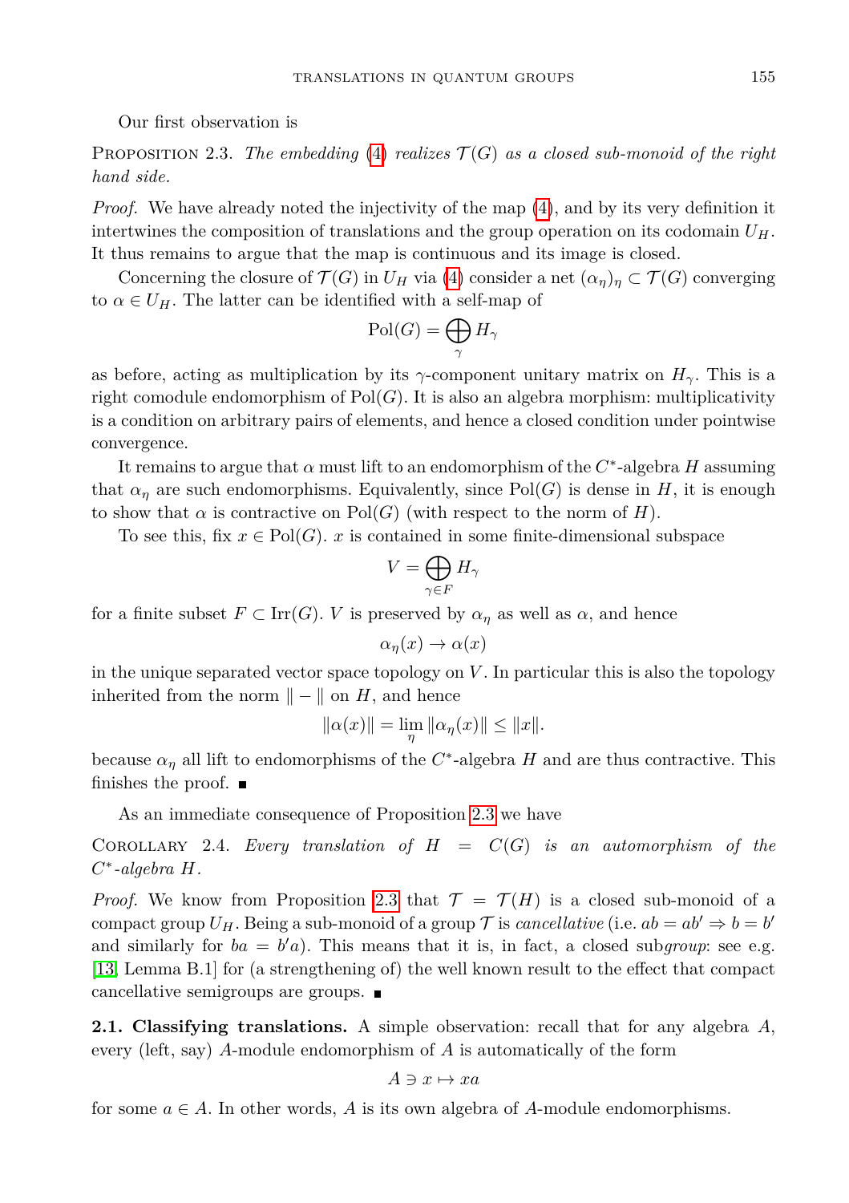Our first observation is

Proposition 2.3. *The embedding (4) realizes $\mathcal{T}(G)$ as a closed sub-monoid of the right hand side.*

*Proof.* We have already noted the injectivity of the map (4), and by its very definition it intertwines the composition of translations and the group operation on its codomain $U_H$. It thus remains to argue that the map is continuous and its image is closed.

Concerning the closure of $\mathcal{T}(G)$ in $U_H$ via (4) consider a net $(\alpha_\eta)_\eta \subset \mathcal{T}(G)$ converging to $\alpha \in U_H$. The latter can be identified with a self-map of

$$\mathrm{Pol}(G) = \bigoplus_\gamma H_\gamma$$

as before, acting as multiplication by its $\gamma$-component unitary matrix on $H_\gamma$. This is a right comodule endomorphism of $\mathrm{Pol}(G)$. It is also an algebra morphism: multiplicativity is a condition on arbitrary pairs of elements, and hence a closed condition under pointwise convergence.

It remains to argue that $\alpha$ must lift to an endomorphism of the $C^*$-algebra $H$ assuming that $\alpha_\eta$ are such endomorphisms. Equivalently, since $\mathrm{Pol}(G)$ is dense in $H$, it is enough to show that $\alpha$ is contractive on $\mathrm{Pol}(G)$ (with respect to the norm of $H$).

To see this, fix $x \in \mathrm{Pol}(G)$. $x$ is contained in some finite-dimensional subspace

$$V = \bigoplus_{\gamma \in F} H_\gamma$$

for a finite subset $F \subset \mathrm{Irr}(G)$. $V$ is preserved by $\alpha_\eta$ as well as $\alpha$, and hence

$$\alpha_\eta(x) \to \alpha(x)$$

in the unique separated vector space topology on $V$. In particular this is also the topology inherited from the norm $\| - \|$ on $H$, and hence

$$\|\alpha(x)\| = \lim_\eta \|\alpha_\eta(x)\| \le \|x\|.$$

because $\alpha_\eta$ all lift to endomorphisms of the $C^*$-algebra $H$ and are thus contractive. This finishes the proof. ■

As an immediate consequence of Proposition 2.3 we have

Corollary 2.4. *Every translation of $H = C(G)$ is an automorphism of the $C^*$-algebra $H$.*

*Proof.* We know from Proposition 2.3 that $\mathcal{T} = \mathcal{T}(H)$ is a closed sub-monoid of a compact group $U_H$. Being a sub-monoid of a group $\mathcal{T}$ is *cancellative* (i.e. $ab = ab' \Rightarrow b = b'$ and similarly for $ba = b'a$). This means that it is, in fact, a closed sub*group*: see e.g. [13, Lemma B.1] for (a strengthening of) the well known result to the effect that compact cancellative semigroups are groups. ■

**2.1. Classifying translations.** A simple observation: recall that for any algebra $A$, every (left, say) $A$-module endomorphism of $A$ is automatically of the form

$$A \ni x \mapsto xa$$

for some $a \in A$. In other words, $A$ is its own algebra of $A$-module endomorphisms.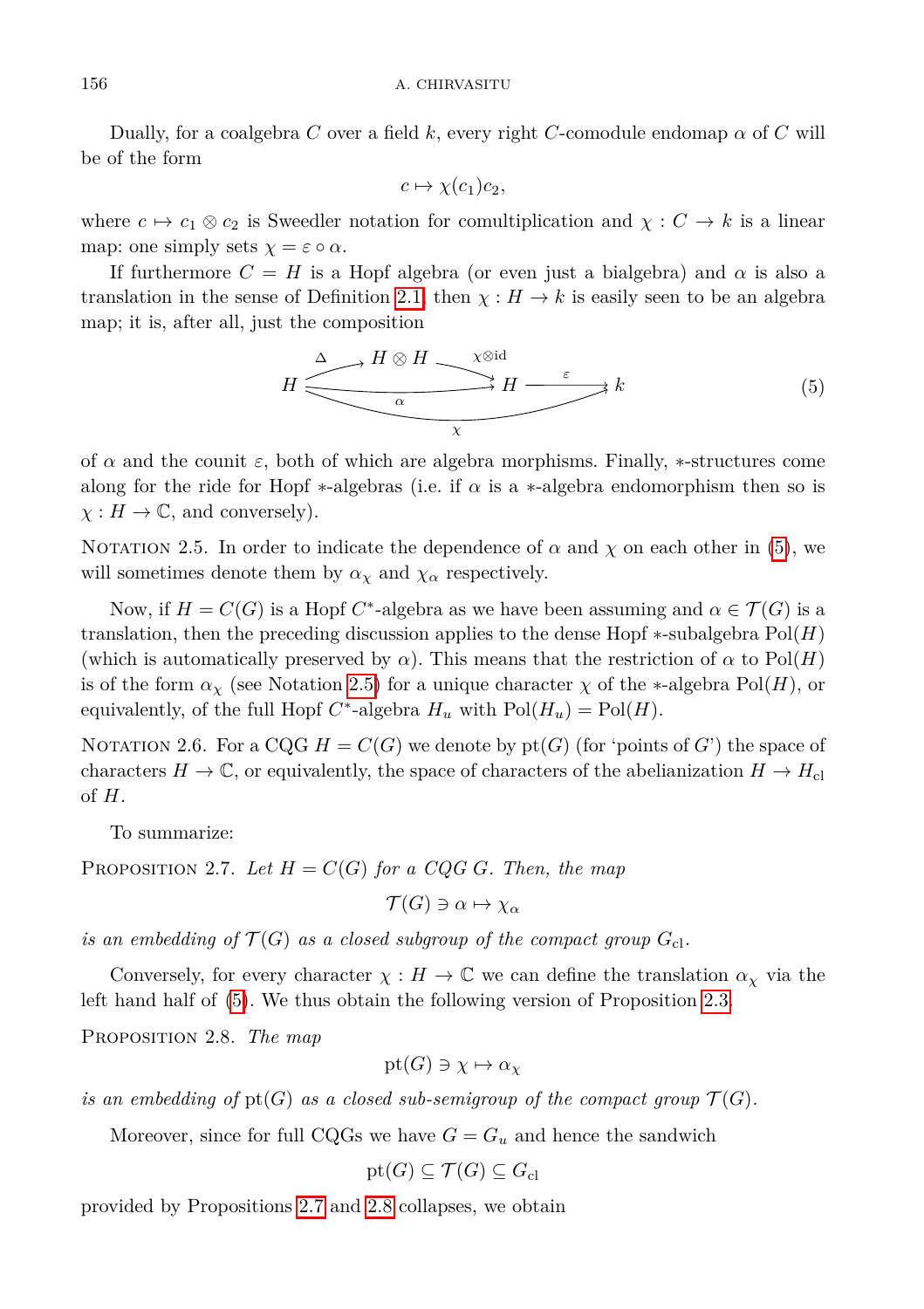Dually, for a coalgebra $C$ over a field $k$, every right $C$-comodule endomap $\alpha$ of $C$ will be of the form

$$c \mapsto \chi(c_1)c_2,$$

where $c \mapsto c_1 \otimes c_2$ is Sweedler notation for comultiplication and $\chi : C \to k$ is a linear map: one simply sets $\chi = \varepsilon \circ \alpha$.

If furthermore $C = H$ is a Hopf algebra (or even just a bialgebra) and $\alpha$ is also a translation in the sense of Definition 2.1, then $\chi : H \to k$ is easily seen to be an algebra map; it is, after all, just the composition

$$\begin{array}{c} H \xrightarrow{\Delta} H \otimes H \xrightarrow{\chi \otimes \mathrm{id}} H \xrightarrow{\varepsilon} k \\ H \xrightarrow{\alpha} H, \qquad H \xrightarrow{\chi} k \end{array} \tag{5}$$

of $\alpha$ and the counit $\varepsilon$, both of which are algebra morphisms. Finally, $*$-structures come along for the ride for Hopf $*$-algebras (i.e. if $\alpha$ is a $*$-algebra endomorphism then so is $\chi : H \to \mathbb{C}$, and conversely).

Notation 2.5. In order to indicate the dependence of $\alpha$ and $\chi$ on each other in (5), we will sometimes denote them by $\alpha_\chi$ and $\chi_\alpha$ respectively.

Now, if $H = C(G)$ is a Hopf $C^*$-algebra as we have been assuming and $\alpha \in \mathcal{T}(G)$ is a translation, then the preceding discussion applies to the dense Hopf $*$-subalgebra $\mathrm{Pol}(H)$ (which is automatically preserved by $\alpha$). This means that the restriction of $\alpha$ to $\mathrm{Pol}(H)$ is of the form $\alpha_\chi$ (see Notation 2.5) for a unique character $\chi$ of the $*$-algebra $\mathrm{Pol}(H)$, or equivalently, of the full Hopf $C^*$-algebra $H_u$ with $\mathrm{Pol}(H_u) = \mathrm{Pol}(H)$.

Notation 2.6. For a CQG $H = C(G)$ we denote by $\mathrm{pt}(G)$ (for 'points of $G$') the space of characters $H \to \mathbb{C}$, or equivalently, the space of characters of the abelianization $H \to H_{\mathrm{cl}}$ of $H$.

To summarize:

Proposition 2.7. *Let $H = C(G)$ for a CQG $G$. Then, the map*

$$\mathcal{T}(G) \ni \alpha \mapsto \chi_\alpha$$

*is an embedding of $\mathcal{T}(G)$ as a closed subgroup of the compact group $G_{\mathrm{cl}}$.*

Conversely, for every character $\chi : H \to \mathbb{C}$ we can define the translation $\alpha_\chi$ via the left hand half of (5). We thus obtain the following version of Proposition 2.3.

Proposition 2.8. *The map*

$$\mathrm{pt}(G) \ni \chi \mapsto \alpha_\chi$$

*is an embedding of $\mathrm{pt}(G)$ as a closed sub-semigroup of the compact group $\mathcal{T}(G)$.*

Moreover, since for full CQGs we have $G = G_u$ and hence the sandwich

$$\mathrm{pt}(G) \subseteq \mathcal{T}(G) \subseteq G_{\mathrm{cl}}$$

provided by Propositions 2.7 and 2.8 collapses, we obtain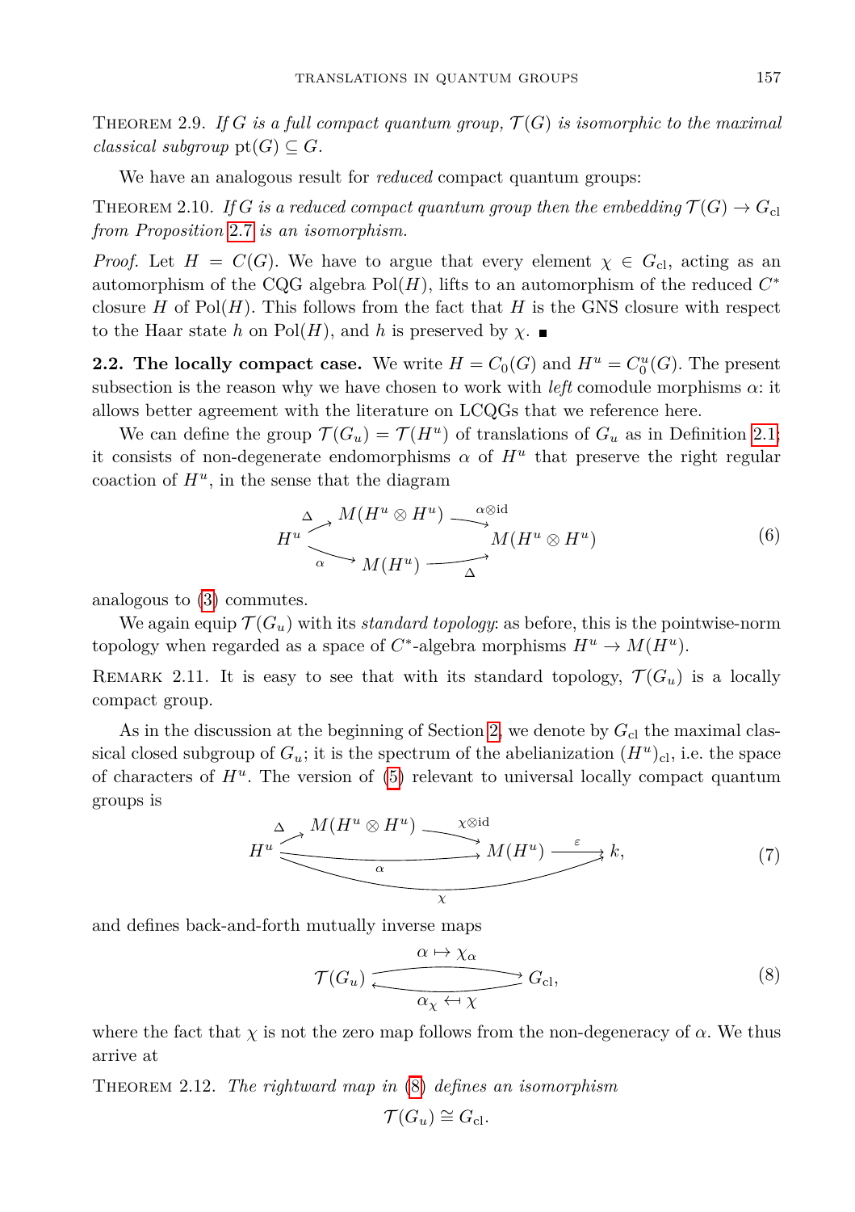Theorem 2.9. *If $G$ is a full compact quantum group, $\mathcal{T}(G)$ is isomorphic to the maximal classical subgroup* $\mathrm{pt}(G) \subseteq G$.

We have an analogous result for *reduced* compact quantum groups:

Theorem 2.10. *If $G$ is a reduced compact quantum group then the embedding $\mathcal{T}(G) \to G_{\mathrm{cl}}$ from Proposition 2.7 is an isomorphism.*

*Proof.* Let $H = C(G)$. We have to argue that every element $\chi \in G_{\mathrm{cl}}$, acting as an automorphism of the CQG algebra $\mathrm{Pol}(H)$, lifts to an automorphism of the reduced $C^*$ closure $H$ of $\mathrm{Pol}(H)$. This follows from the fact that $H$ is the GNS closure with respect to the Haar state $h$ on $\mathrm{Pol}(H)$, and $h$ is preserved by $\chi$. ∎

**2.2. The locally compact case.** We write $H = C_0(G)$ and $H^u = C_0^u(G)$. The present subsection is the reason why we have chosen to work with *left* comodule morphisms $\alpha$: it allows better agreement with the literature on LCQGs that we reference here.

We can define the group $\mathcal{T}(G_u) = \mathcal{T}(H^u)$ of translations of $G_u$ as in Definition 2.1: it consists of non-degenerate endomorphisms $\alpha$ of $H^u$ that preserve the right regular coaction of $H^u$, in the sense that the diagram

$$
\begin{array}{ccccc}
 & \xrightarrow{\Delta} & M(H^u \otimes H^u) & \xrightarrow{\alpha\otimes \mathrm{id}} & \\
H^u & & & & M(H^u \otimes H^u) \\
 & \xrightarrow{\alpha} & M(H^u) & \xrightarrow{\Delta} &
\end{array}
\tag{6}
$$

analogous to (3) commutes.

We again equip $\mathcal{T}(G_u)$ with its *standard topology*: as before, this is the pointwise-norm topology when regarded as a space of $C^*$-algebra morphisms $H^u \to M(H^u)$.

Remark 2.11. It is easy to see that with its standard topology, $\mathcal{T}(G_u)$ is a locally compact group.

As in the discussion at the beginning of Section 2, we denote by $G_{\mathrm{cl}}$ the maximal classical closed subgroup of $G_u$; it is the spectrum of the abelianization $(H^u)_{\mathrm{cl}}$, i.e. the space of characters of $H^u$. The version of (5) relevant to universal locally compact quantum groups is

$$
H^u \xrightarrow{\Delta} M(H^u \otimes H^u) \xrightarrow{\chi\otimes\mathrm{id}} M(H^u) \xrightarrow{\varepsilon} k, \qquad H^u \xrightarrow{\alpha} M(H^u), \qquad H^u \xrightarrow{\chi} k,
\tag{7}
$$

and defines back-and-forth mutually inverse maps

$$
\mathcal{T}(G_u) \underset{\alpha_\chi \leftarrow\!\shortmid\, \chi}{\overset{\alpha \mapsto \chi_\alpha}{\rightleftarrows}} G_{\mathrm{cl}},
\tag{8}
$$

where the fact that $\chi$ is not the zero map follows from the non-degeneracy of $\alpha$. We thus arrive at

Theorem 2.12. *The rightward map in (8) defines an isomorphism*

$$
\mathcal{T}(G_u) \cong G_{\mathrm{cl}}.
$$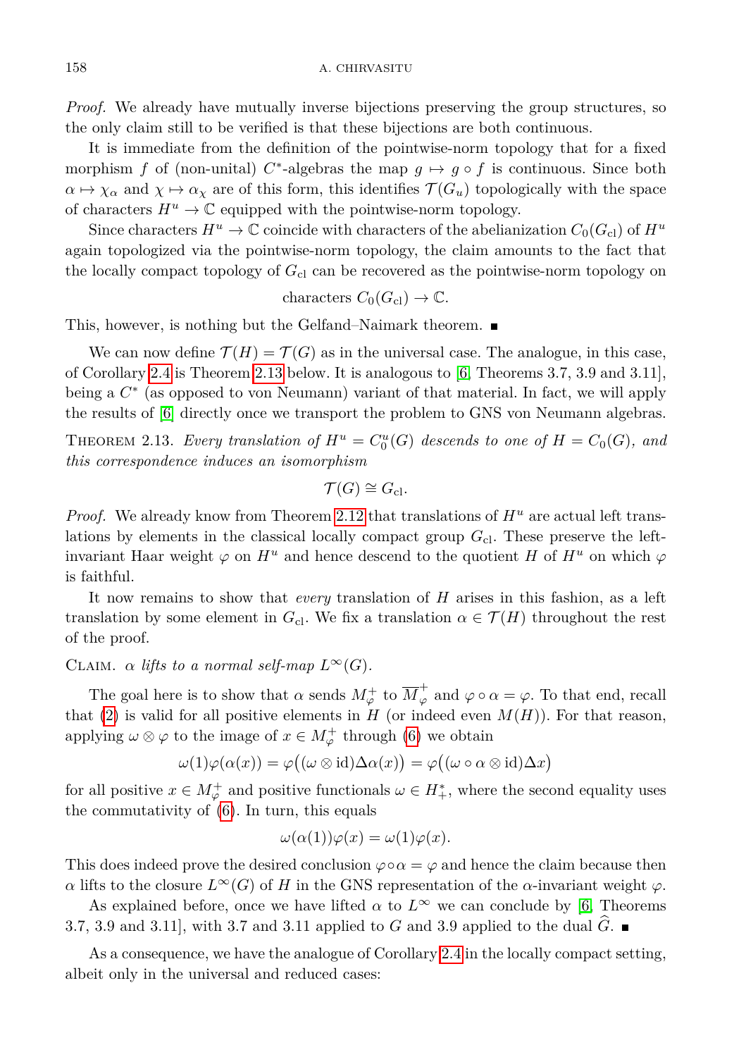*Proof.* We already have mutually inverse bijections preserving the group structures, so the only claim still to be verified is that these bijections are both continuous.

It is immediate from the definition of the pointwise-norm topology that for a fixed morphism $f$ of (non-unital) $C^*$-algebras the map $g \mapsto g \circ f$ is continuous. Since both $\alpha \mapsto \chi_\alpha$ and $\chi \mapsto \alpha_\chi$ are of this form, this identifies $\mathcal{T}(G_u)$ topologically with the space of characters $H^u \to \mathbb{C}$ equipped with the pointwise-norm topology.

Since characters $H^u \to \mathbb{C}$ coincide with characters of the abelianization $C_0(G_{\mathrm{cl}})$ of $H^u$ again topologized via the pointwise-norm topology, the claim amounts to the fact that the locally compact topology of $G_{\mathrm{cl}}$ can be recovered as the pointwise-norm topology on

$$\text{characters } C_0(G_{\mathrm{cl}}) \to \mathbb{C}.$$

This, however, is nothing but the Gelfand–Naimark theorem. ∎

We can now define $\mathcal{T}(H) = \mathcal{T}(G)$ as in the universal case. The analogue, in this case, of Corollary 2.4 is Theorem 2.13 below. It is analogous to [6, Theorems 3.7, 3.9 and 3.11], being a $C^*$ (as opposed to von Neumann) variant of that material. In fact, we will apply the results of [6] directly once we transport the problem to GNS von Neumann algebras.

Theorem 2.13. *Every translation of $H^u = C_0^u(G)$ descends to one of $H = C_0(G)$, and this correspondence induces an isomorphism*

$$\mathcal{T}(G) \cong G_{\mathrm{cl}}.$$

*Proof.* We already know from Theorem 2.12 that translations of $H^u$ are actual left translations by elements in the classical locally compact group $G_{\mathrm{cl}}$. These preserve the left-invariant Haar weight $\varphi$ on $H^u$ and hence descend to the quotient $H$ of $H^u$ on which $\varphi$ is faithful.

It now remains to show that *every* translation of $H$ arises in this fashion, as a left translation by some element in $G_{\mathrm{cl}}$. We fix a translation $\alpha \in \mathcal{T}(H)$ throughout the rest of the proof.

Claim. *$\alpha$ lifts to a normal self-map $L^\infty(G)$.*

The goal here is to show that $\alpha$ sends $M_\varphi^+$ to $\overline{M}_\varphi^+$ and $\varphi \circ \alpha = \varphi$. To that end, recall that (2) is valid for all positive elements in $H$ (or indeed even $M(H)$). For that reason, applying $\omega \otimes \varphi$ to the image of $x \in M_\varphi^+$ through (6) we obtain

$$\omega(1)\varphi(\alpha(x)) = \varphi\big((\omega \otimes \mathrm{id})\Delta\alpha(x)\big) = \varphi\big((\omega \circ \alpha \otimes \mathrm{id})\Delta x\big)$$

for all positive $x \in M_\varphi^+$ and positive functionals $\omega \in H_+^*$, where the second equality uses the commutativity of (6). In turn, this equals

$$\omega(\alpha(1))\varphi(x) = \omega(1)\varphi(x).$$

This does indeed prove the desired conclusion $\varphi \circ \alpha = \varphi$ and hence the claim because then $\alpha$ lifts to the closure $L^\infty(G)$ of $H$ in the GNS representation of the $\alpha$-invariant weight $\varphi$.

As explained before, once we have lifted $\alpha$ to $L^\infty$ we can conclude by [6, Theorems 3.7, 3.9 and 3.11], with 3.7 and 3.11 applied to $G$ and 3.9 applied to the dual $\widehat{G}$. ∎

As a consequence, we have the analogue of Corollary 2.4 in the locally compact setting, albeit only in the universal and reduced cases: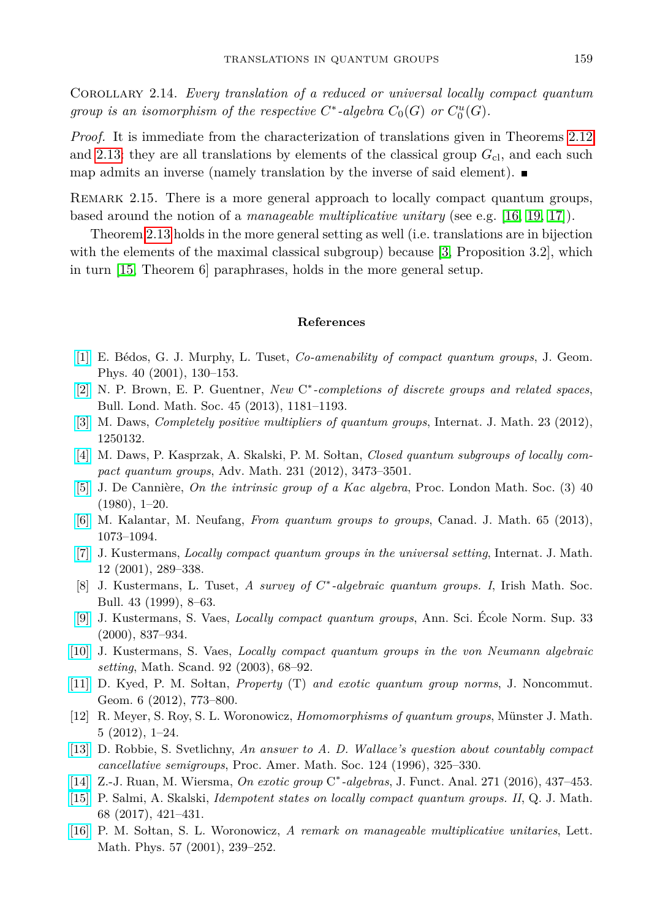Corollary 2.14. *Every translation of a reduced or universal locally compact quantum group is an isomorphism of the respective $C^*$-algebra $C_0(G)$ or $C_0^u(G)$.*

*Proof.* It is immediate from the characterization of translations given in Theorems 2.12 and 2.13: they are all translations by elements of the classical group $G_{\mathrm{cl}}$, and each such map admits an inverse (namely translation by the inverse of said element). ∎

Remark 2.15. There is a more general approach to locally compact quantum groups, based around the notion of a *manageable multiplicative unitary* (see e.g. [16, 19, 17]).

Theorem 2.13 holds in the more general setting as well (i.e. translations are in bijection with the elements of the maximal classical subgroup) because [3, Proposition 3.2], which in turn [15, Theorem 6] paraphrases, holds in the more general setup.

## References

[1] E. Bédos, G. J. Murphy, L. Tuset, *Co-amenability of compact quantum groups*, J. Geom. Phys. 40 (2001), 130–153.

[2] N. P. Brown, E. P. Guentner, *New* $C^*$*-completions of discrete groups and related spaces*, Bull. Lond. Math. Soc. 45 (2013), 1181–1193.

[3] M. Daws, *Completely positive multipliers of quantum groups*, Internat. J. Math. 23 (2012), 1250132.

[4] M. Daws, P. Kasprzak, A. Skalski, P. M. Sołtan, *Closed quantum subgroups of locally compact quantum groups*, Adv. Math. 231 (2012), 3473–3501.

[5] J. De Cannière, *On the intrinsic group of a Kac algebra*, Proc. London Math. Soc. (3) 40 (1980), 1–20.

[6] M. Kalantar, M. Neufang, *From quantum groups to groups*, Canad. J. Math. 65 (2013), 1073–1094.

[7] J. Kustermans, *Locally compact quantum groups in the universal setting*, Internat. J. Math. 12 (2001), 289–338.

[8] J. Kustermans, L. Tuset, *A survey of* $C^*$*-algebraic quantum groups. I*, Irish Math. Soc. Bull. 43 (1999), 8–63.

[9] J. Kustermans, S. Vaes, *Locally compact quantum groups*, Ann. Sci. École Norm. Sup. 33 (2000), 837–934.

[10] J. Kustermans, S. Vaes, *Locally compact quantum groups in the von Neumann algebraic setting*, Math. Scand. 92 (2003), 68–92.

[11] D. Kyed, P. M. Sołtan, *Property* (T) *and exotic quantum group norms*, J. Noncommut. Geom. 6 (2012), 773–800.

[12] R. Meyer, S. Roy, S. L. Woronowicz, *Homomorphisms of quantum groups*, Münster J. Math. 5 (2012), 1–24.

[13] D. Robbie, S. Svetlichny, *An answer to A. D. Wallace's question about countably compact cancellative semigroups*, Proc. Amer. Math. Soc. 124 (1996), 325–330.

[14] Z.-J. Ruan, M. Wiersma, *On exotic group* $C^*$*-algebras*, J. Funct. Anal. 271 (2016), 437–453.

[15] P. Salmi, A. Skalski, *Idempotent states on locally compact quantum groups. II*, Q. J. Math. 68 (2017), 421–431.

[16] P. M. Sołtan, S. L. Woronowicz, *A remark on manageable multiplicative unitaries*, Lett. Math. Phys. 57 (2001), 239–252.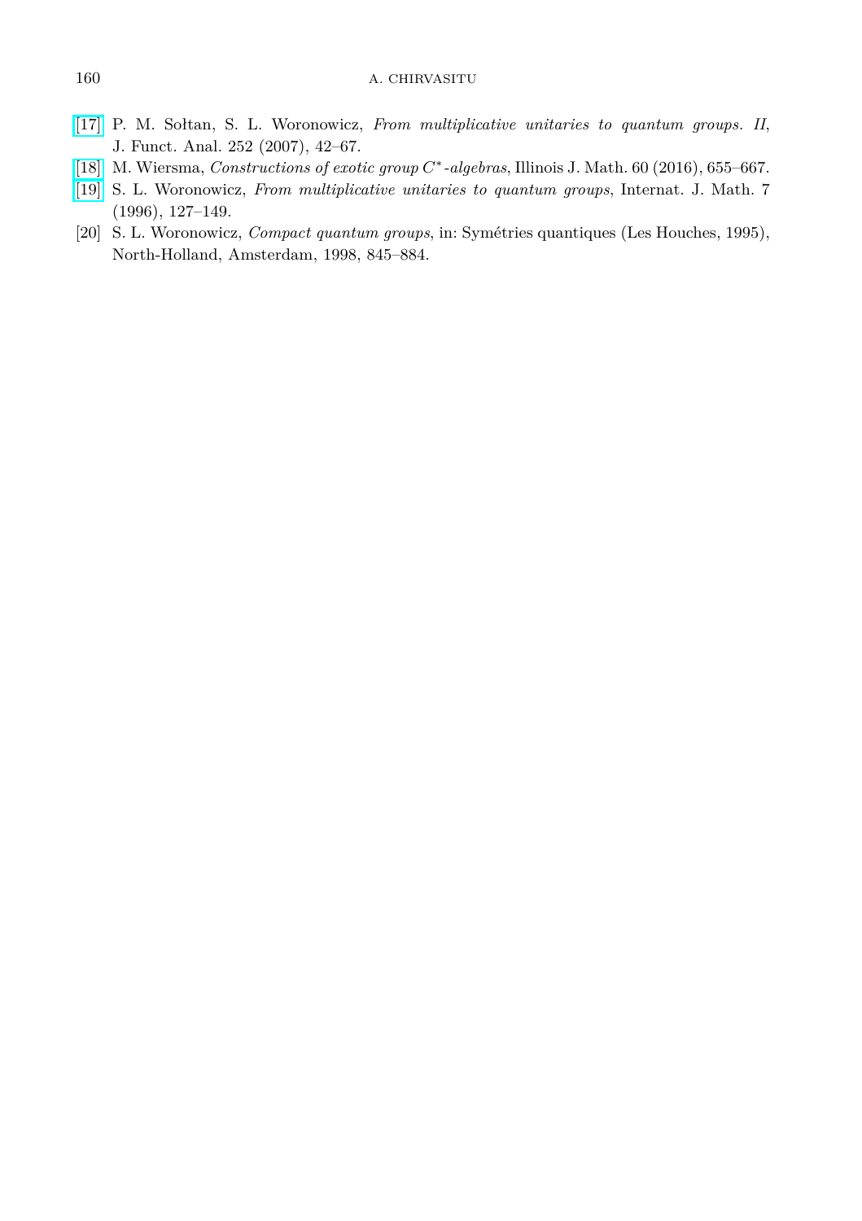[17] P. M. Sołtan, S. L. Woronowicz, *From multiplicative unitaries to quantum groups. II*, J. Funct. Anal. 252 (2007), 42–67.

[18] M. Wiersma, *Constructions of exotic group $C^*$-algebras*, Illinois J. Math. 60 (2016), 655–667.

[19] S. L. Woronowicz, *From multiplicative unitaries to quantum groups*, Internat. J. Math. 7 (1996), 127–149.

[20] S. L. Woronowicz, *Compact quantum groups*, in: Symétries quantiques (Les Houches, 1995), North-Holland, Amsterdam, 1998, 845–884.